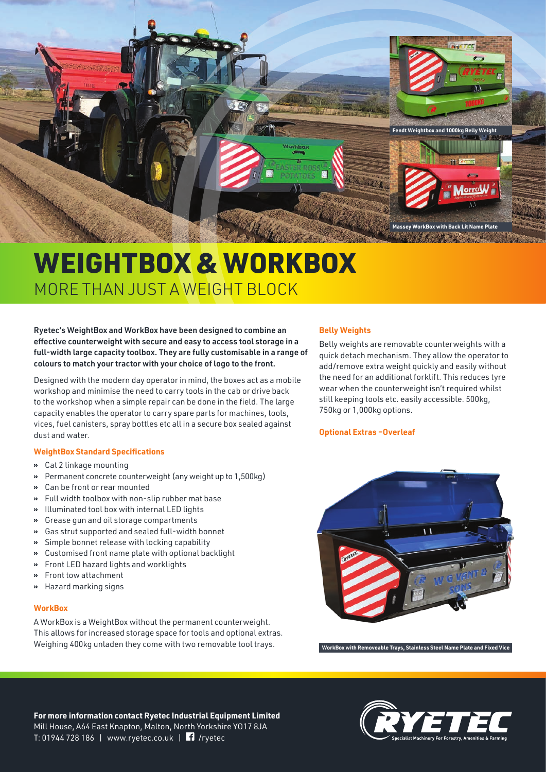Fendt Weightbox and 1000kg Belly Weight

Massey WorkBox with Back Lit Name Plate

# WEIGHTBOX & WORKBOX

## MORE THAN JUST A WEIGHT BLOCK

**Ryetec's WeightBox and WorkBox have been designed to combine an effective counterweight with secure and easy to access tool storage in a full-width large capacity toolbox. They are fully customisable in a range of colours to match your tractor with your choice of logo to the front.**

Designed with the modern day operator in mind, the boxes act as a mobile workshop and minimise the need to carry tools in the cab or drive back to the workshop when a simple repair can be done in the field. The large capacity enables the operator to carry spare parts for machines, tools, vices, fuel canisters, spray bottles etc all in a secure box sealed against dust and water.

### WeightBox Standard Specifications

- Cat 2 linkage mounting
- Permanent concrete counterweight (any weight up to 1,500kg)
- Can be front or rear mounted
- Full width toolbox with non-slip rubber mat base
- Illuminated tool box with internal LED lights
- Grease gun and oil storage compartments
- Gas strut supported and sealed full-width bonnet
- Simple bonnet release with locking capability
- Customised front name plate with optional backlight
- Front LED hazard lights and worklights
- Front tow attachment
- Hazard marking signs

### WorkBox

A WorkBox is a WeightBox without the permanent counterweight. This allows for increased storage space for tools and optional extras. Weighing 400kg unladen they come with two removable tool trays.

### Belly Weights

Belly weights are removable counterweights with a quick detach mechanism. They allow the operator to add/remove extra weight quickly and easily without the need for an additional forklift. This reduces tyre wear when the counterweight isn't required whilst still keeping tools etc. easily accessible. 500kg, 750kg or 1,000kg options.

**Optional Extras –Overleaf**

WorkBox with Removeable Trays, Stainless Steel Name Plate and Fixed Vice

**For more information contact Ryetec Industrial Equipment Limited**
Mill House, A64 East Knapton, Malton, North Yorkshire YO17 8JA
T: 01944 728 186 | www.ryetec.co.uk | /ryetec

RYETEC
Specialist Machinery For Forestry, Amenities & Farming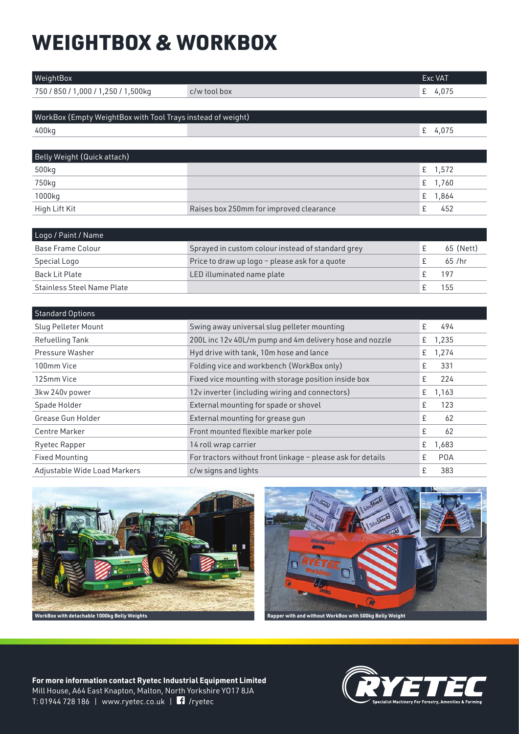# WEIGHTBOX & WORKBOX

| WeightBox | | Exc VAT |
|---|---|---|
| 750 / 850 / 1,000 / 1,250 / 1,500kg | c/w tool box | £ 4,075 |

| WorkBox (Empty WeightBox with Tool Trays instead of weight) | | |
|---|---|---|
| 400kg | | £ 4,075 |

| Belly Weight (Quick attach) | | |
|---|---|---|
| 500kg | | £ 1,572 |
| 750kg | | £ 1,760 |
| 1000kg | | £ 1,864 |
| High Lift Kit | Raises box 250mm for improved clearance | £ 452 |

| Logo / Paint / Name | | |
|---|---|---|
| Base Frame Colour | Sprayed in custom colour instead of standard grey | £ 65 (Nett) |
| Special Logo | Price to draw up logo – please ask for a quote | £ 65 /hr |
| Back Lit Plate | LED illuminated name plate | £ 197 |
| Stainless Steel Name Plate | | £ 155 |

| Standard Options | | |
|---|---|---|
| Slug Pelleter Mount | Swing away universal slug pelleter mounting | £ 494 |
| Refuelling Tank | 200L inc 12v 40L/m pump and 4m delivery hose and nozzle | £ 1,235 |
| Pressure Washer | Hyd drive with tank, 10m hose and lance | £ 1,274 |
| 100mm Vice | Folding vice and workbench (WorkBox only) | £ 331 |
| 125mm Vice | Fixed vice mounting with storage position inside box | £ 224 |
| 3kw 240v power | 12v inverter (including wiring and connectors) | £ 1,163 |
| Spade Holder | External mounting for spade or shovel | £ 123 |
| Grease Gun Holder | External mounting for grease gun | £ 62 |
| Centre Marker | Front mounted flexible marker pole | £ 62 |
| Ryetec Rapper | 14 roll wrap carrier | £ 1,683 |
| Fixed Mounting | For tractors without front linkage – please ask for details | £ POA |
| Adjustable Wide Load Markers | c/w signs and lights | £ 383 |

WorkBox with detachable 1000kg Belly Weights

Rapper with and without WorkBox with 500kg Belly Weight

**For more information contact Ryetec Industrial Equipment Limited**
Mill House, A64 East Knapton, Malton, North Yorkshire YO17 8JA
T: 01944 728 186 | www.ryetec.co.uk | /ryetec

RYETEC Specialist Machinery For Forestry, Amenities & Farming